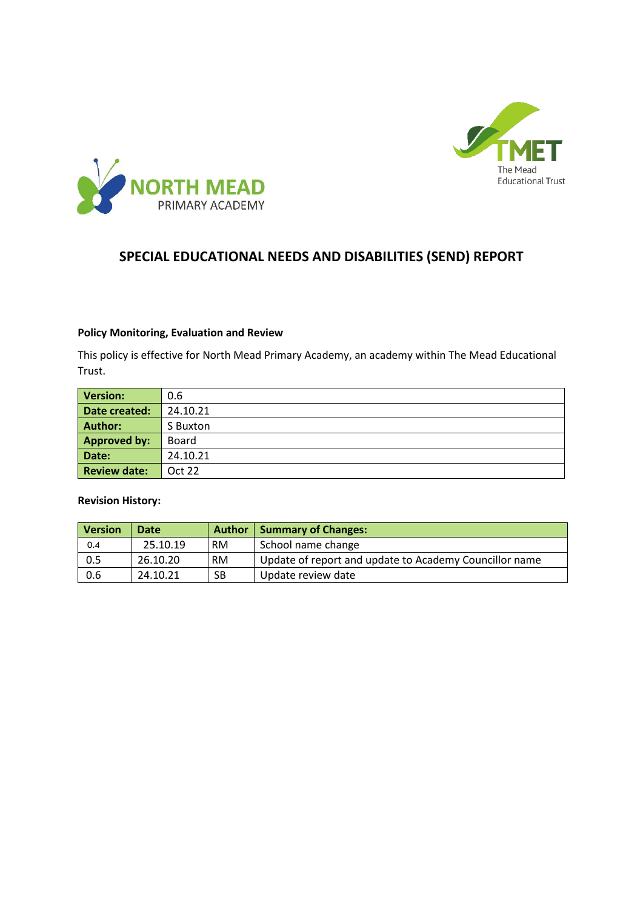# SPECIAL EDUCATIONAL NEEDS AND DISABILITIES (SEND) REPORT

**Policy Monitoring, Evaluation and Review**

This policy is effective for North Mead Primary Academy, an academy within The Mead Educational Trust.

| | |
|---|---|
| **Version:** | 0.6 |
| **Date created:** | 24.10.21 |
| **Author:** | S Buxton |
| **Approved by:** | Board |
| **Date:** | 24.10.21 |
| **Review date:** | Oct 22 |

**Revision History:**

| Version | Date | Author | Summary of Changes: |
|---|---|---|---|
| 0.4 | 25.10.19 | RM | School name change |
| 0.5 | 26.10.20 | RM | Update of report and update to Academy Councillor name |
| 0.6 | 24.10.21 | SB | Update review date |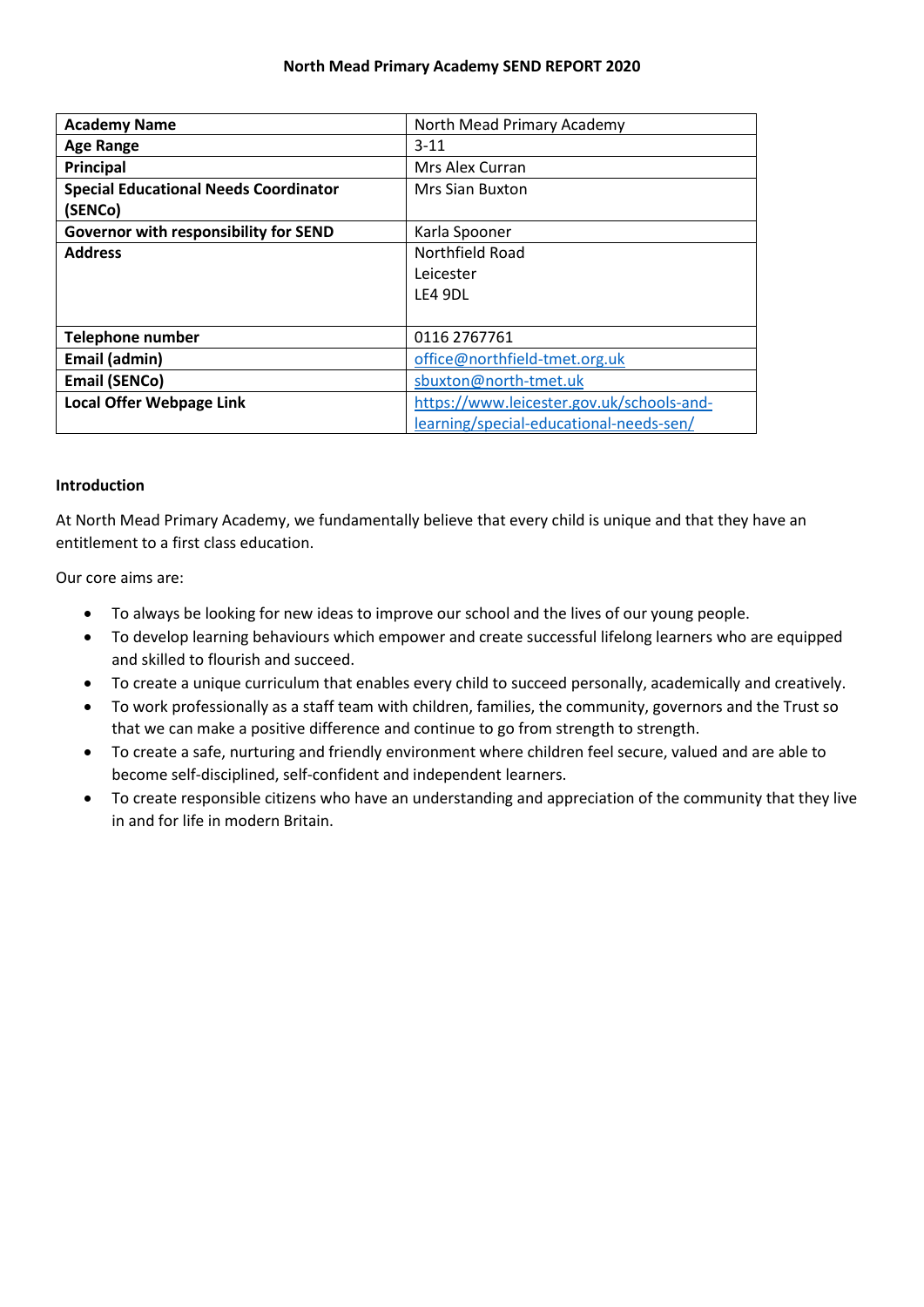# North Mead Primary Academy SEND REPORT 2020

| | |
|---|---|
| **Academy Name** | North Mead Primary Academy |
| **Age Range** | 3-11 |
| **Principal** | Mrs Alex Curran |
| **Special Educational Needs Coordinator (SENCo)** | Mrs Sian Buxton |
| **Governor with responsibility for SEND** | Karla Spooner |
| **Address** | Northfield Road<br>Leicester<br>LE4 9DL |
| **Telephone number** | 0116 2767761 |
| **Email (admin)** | office@northfield-tmet.org.uk |
| **Email (SENCo)** | sbuxton@north-tmet.uk |
| **Local Offer Webpage Link** | https://www.leicester.gov.uk/schools-and-learning/special-educational-needs-sen/ |

**Introduction**

At North Mead Primary Academy, we fundamentally believe that every child is unique and that they have an entitlement to a first class education.

Our core aims are:

- To always be looking for new ideas to improve our school and the lives of our young people.
- To develop learning behaviours which empower and create successful lifelong learners who are equipped and skilled to flourish and succeed.
- To create a unique curriculum that enables every child to succeed personally, academically and creatively.
- To work professionally as a staff team with children, families, the community, governors and the Trust so that we can make a positive difference and continue to go from strength to strength.
- To create a safe, nurturing and friendly environment where children feel secure, valued and are able to become self-disciplined, self-confident and independent learners.
- To create responsible citizens who have an understanding and appreciation of the community that they live in and for life in modern Britain.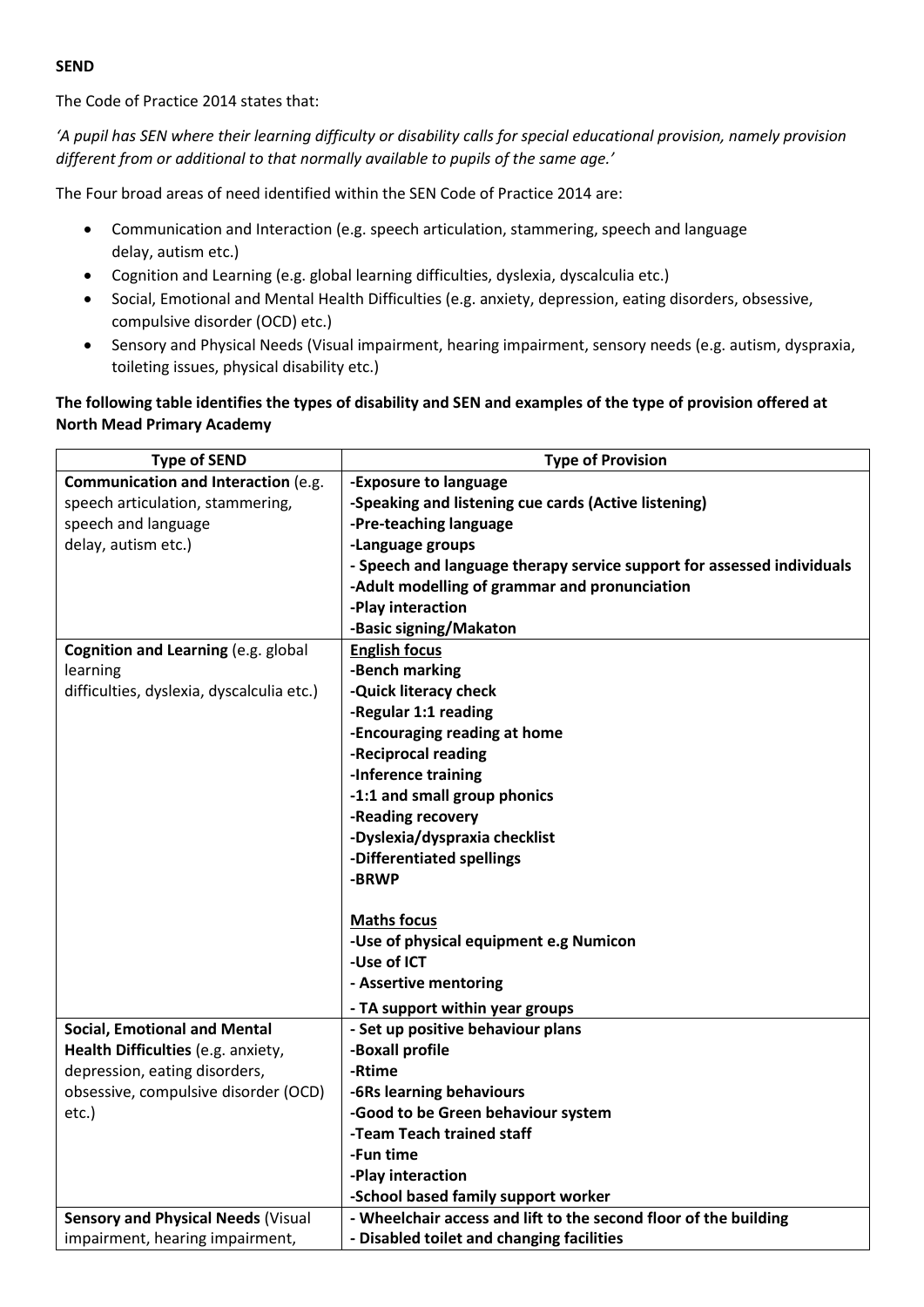**SEND**

The Code of Practice 2014 states that:

*'A pupil has SEN where their learning difficulty or disability calls for special educational provision, namely provision different from or additional to that normally available to pupils of the same age.'*

The Four broad areas of need identified within the SEN Code of Practice 2014 are:

- Communication and Interaction (e.g. speech articulation, stammering, speech and language delay, autism etc.)
- Cognition and Learning (e.g. global learning difficulties, dyslexia, dyscalculia etc.)
- Social, Emotional and Mental Health Difficulties (e.g. anxiety, depression, eating disorders, obsessive, compulsive disorder (OCD) etc.)
- Sensory and Physical Needs (Visual impairment, hearing impairment, sensory needs (e.g. autism, dyspraxia, toileting issues, physical disability etc.)

**The following table identifies the types of disability and SEN and examples of the type of provision offered at North Mead Primary Academy**

| Type of SEND | Type of Provision |
|---|---|
| **Communication and Interaction** (e.g. speech articulation, stammering, speech and language delay, autism etc.) | **-Exposure to language**<br>**-Speaking and listening cue cards (Active listening)**<br>**-Pre-teaching language**<br>**-Language groups**<br>**- Speech and language therapy service support for assessed individuals**<br>**-Adult modelling of grammar and pronunciation**<br>**-Play interaction**<br>**-Basic signing/Makaton** |
| **Cognition and Learning** (e.g. global learning difficulties, dyslexia, dyscalculia etc.) | **English focus**<br>**-Bench marking**<br>**-Quick literacy check**<br>**-Regular 1:1 reading**<br>**-Encouraging reading at home**<br>**-Reciprocal reading**<br>**-Inference training**<br>**-1:1 and small group phonics**<br>**-Reading recovery**<br>**-Dyslexia/dyspraxia checklist**<br>**-Differentiated spellings**<br>**-BRWP**<br><br>**Maths focus**<br>**-Use of physical equipment e.g Numicon**<br>**-Use of ICT**<br>**- Assertive mentoring**<br>**- TA support within year groups** |
| **Social, Emotional and Mental Health Difficulties** (e.g. anxiety, depression, eating disorders, obsessive, compulsive disorder (OCD) etc.) | **- Set up positive behaviour plans**<br>**-Boxall profile**<br>**-Rtime**<br>**-6Rs learning behaviours**<br>**-Good to be Green behaviour system**<br>**-Team Teach trained staff**<br>**-Fun time**<br>**-Play interaction**<br>**-School based family support worker** |
| **Sensory and Physical Needs** (Visual impairment, hearing impairment, | **- Wheelchair access and lift to the second floor of the building**<br>**- Disabled toilet and changing facilities** |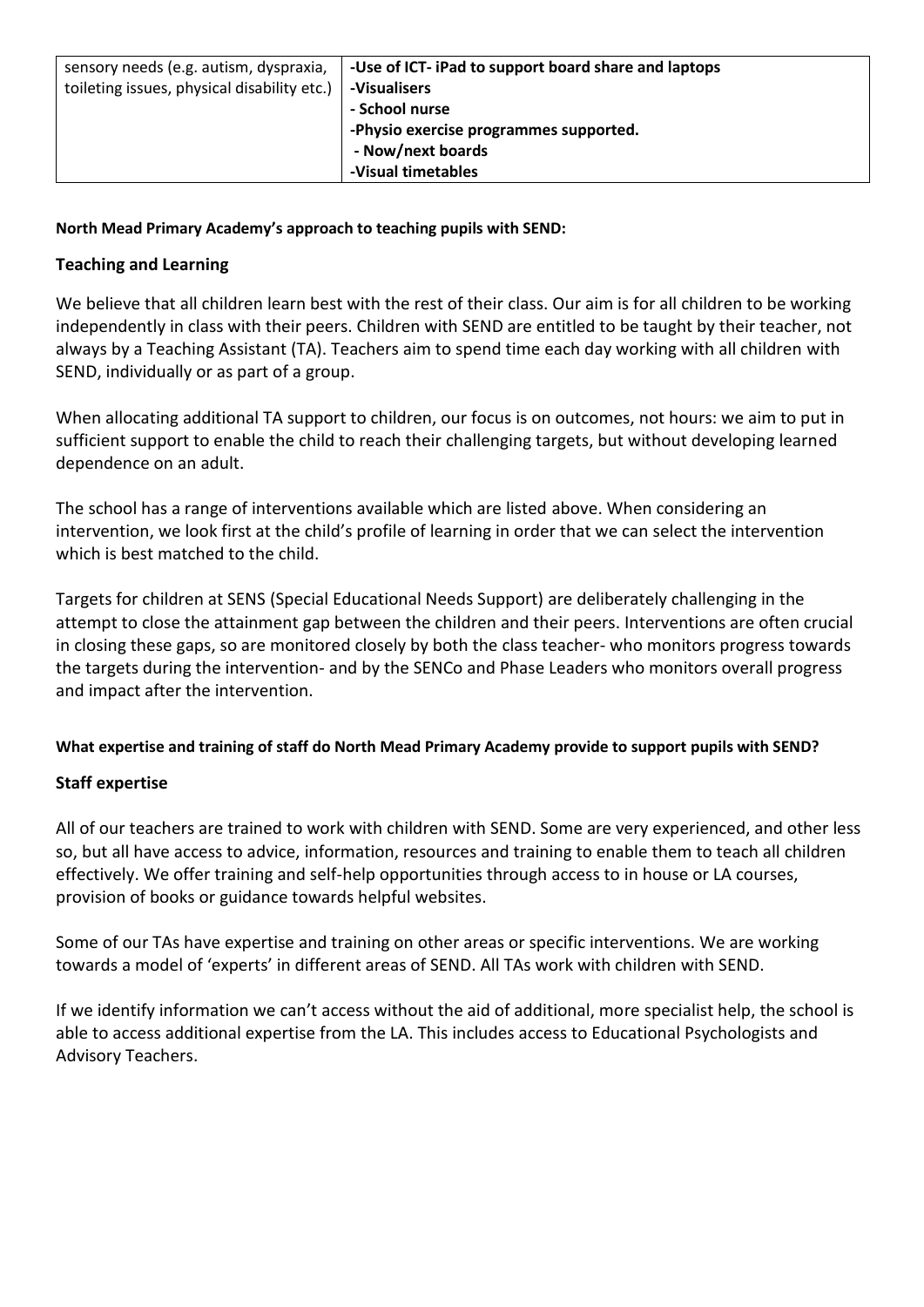| sensory needs (e.g. autism, dyspraxia, toileting issues, physical disability etc.) | **-Use of ICT- iPad to support board share and laptops**<br>**-Visualisers**<br>**- School nurse**<br>**-Physio exercise programmes supported.**<br>**- Now/next boards**<br>**-Visual timetables** |
|---|---|

**North Mead Primary Academy's approach to teaching pupils with SEND:**

### Teaching and Learning

We believe that all children learn best with the rest of their class. Our aim is for all children to be working independently in class with their peers. Children with SEND are entitled to be taught by their teacher, not always by a Teaching Assistant (TA). Teachers aim to spend time each day working with all children with SEND, individually or as part of a group.

When allocating additional TA support to children, our focus is on outcomes, not hours: we aim to put in sufficient support to enable the child to reach their challenging targets, but without developing learned dependence on an adult.

The school has a range of interventions available which are listed above. When considering an intervention, we look first at the child's profile of learning in order that we can select the intervention which is best matched to the child.

Targets for children at SENS (Special Educational Needs Support) are deliberately challenging in the attempt to close the attainment gap between the children and their peers. Interventions are often crucial in closing these gaps, so are monitored closely by both the class teacher- who monitors progress towards the targets during the intervention- and by the SENCo and Phase Leaders who monitors overall progress and impact after the intervention.

**What expertise and training of staff do North Mead Primary Academy provide to support pupils with SEND?**

### Staff expertise

All of our teachers are trained to work with children with SEND. Some are very experienced, and other less so, but all have access to advice, information, resources and training to enable them to teach all children effectively. We offer training and self-help opportunities through access to in house or LA courses, provision of books or guidance towards helpful websites.

Some of our TAs have expertise and training on other areas or specific interventions. We are working towards a model of 'experts' in different areas of SEND. All TAs work with children with SEND.

If we identify information we can't access without the aid of additional, more specialist help, the school is able to access additional expertise from the LA. This includes access to Educational Psychologists and Advisory Teachers.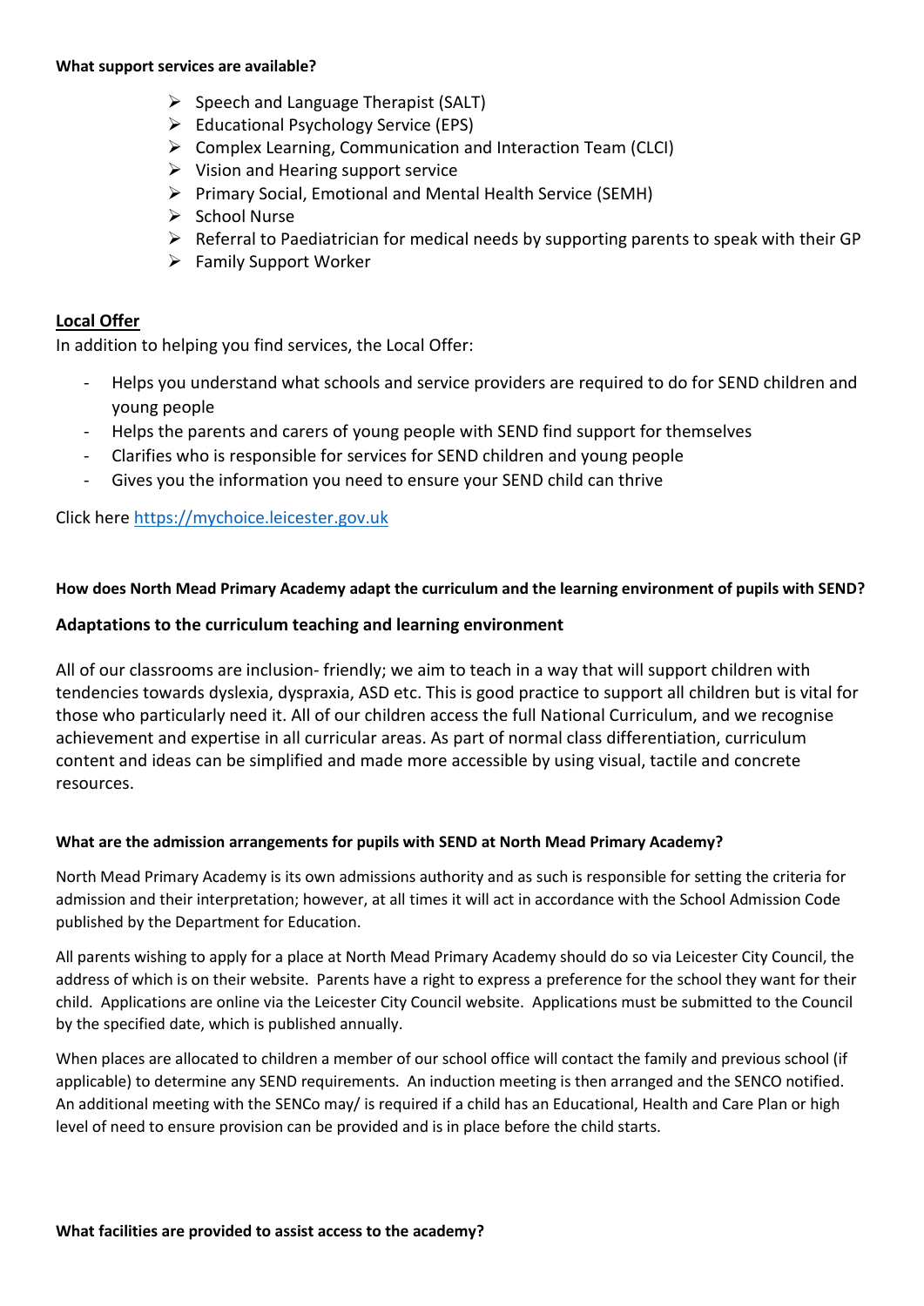**What support services are available?**

- Speech and Language Therapist (SALT)
- Educational Psychology Service (EPS)
- Complex Learning, Communication and Interaction Team (CLCI)
- Vision and Hearing support service
- Primary Social, Emotional and Mental Health Service (SEMH)
- School Nurse
- Referral to Paediatrician for medical needs by supporting parents to speak with their GP
- Family Support Worker

## Local Offer

In addition to helping you find services, the Local Offer:

- Helps you understand what schools and service providers are required to do for SEND children and young people
- Helps the parents and carers of young people with SEND find support for themselves
- Clarifies who is responsible for services for SEND children and young people
- Gives you the information you need to ensure your SEND child can thrive

Click here [https://mychoice.leicester.gov.uk](https://mychoice.leicester.gov.uk)

**How does North Mead Primary Academy adapt the curriculum and the learning environment of pupils with SEND?**

### Adaptations to the curriculum teaching and learning environment

All of our classrooms are inclusion- friendly; we aim to teach in a way that will support children with tendencies towards dyslexia, dyspraxia, ASD etc. This is good practice to support all children but is vital for those who particularly need it. All of our children access the full National Curriculum, and we recognise achievement and expertise in all curricular areas. As part of normal class differentiation, curriculum content and ideas can be simplified and made more accessible by using visual, tactile and concrete resources.

**What are the admission arrangements for pupils with SEND at North Mead Primary Academy?**

North Mead Primary Academy is its own admissions authority and as such is responsible for setting the criteria for admission and their interpretation; however, at all times it will act in accordance with the School Admission Code published by the Department for Education.

All parents wishing to apply for a place at North Mead Primary Academy should do so via Leicester City Council, the address of which is on their website. Parents have a right to express a preference for the school they want for their child. Applications are online via the Leicester City Council website. Applications must be submitted to the Council by the specified date, which is published annually.

When places are allocated to children a member of our school office will contact the family and previous school (if applicable) to determine any SEND requirements. An induction meeting is then arranged and the SENCO notified. An additional meeting with the SENCo may/ is required if a child has an Educational, Health and Care Plan or high level of need to ensure provision can be provided and is in place before the child starts.

**What facilities are provided to assist access to the academy?**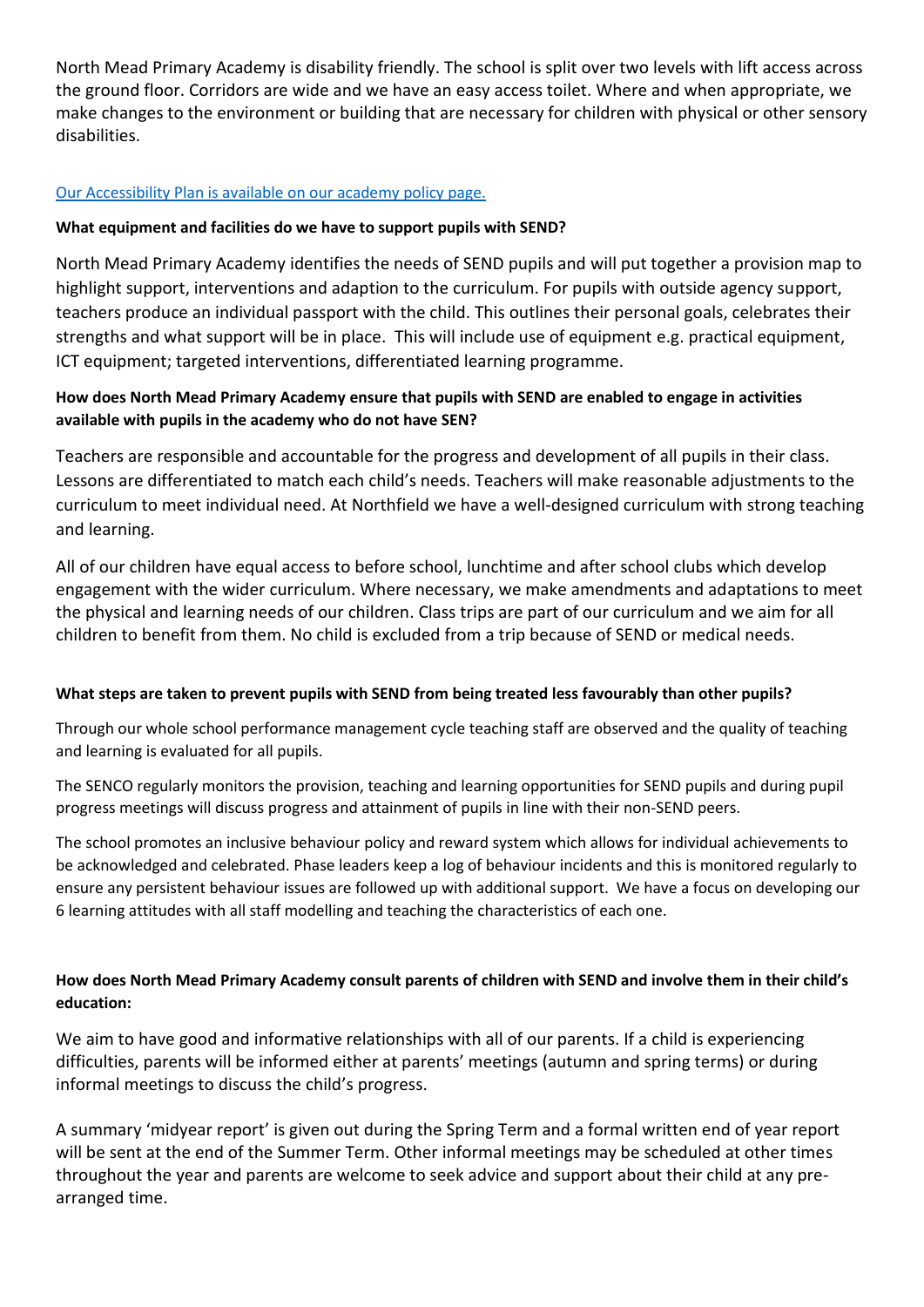North Mead Primary Academy is disability friendly. The school is split over two levels with lift access across the ground floor. Corridors are wide and we have an easy access toilet. Where and when appropriate, we make changes to the environment or building that are necessary for children with physical or other sensory disabilities.

[Our Accessibility Plan is available on our academy policy page.]

**What equipment and facilities do we have to support pupils with SEND?**

North Mead Primary Academy identifies the needs of SEND pupils and will put together a provision map to highlight support, interventions and adaption to the curriculum. For pupils with outside agency support, teachers produce an individual passport with the child. This outlines their personal goals, celebrates their strengths and what support will be in place. This will include use of equipment e.g. practical equipment, ICT equipment; targeted interventions, differentiated learning programme.

**How does North Mead Primary Academy ensure that pupils with SEND are enabled to engage in activities available with pupils in the academy who do not have SEN?**

Teachers are responsible and accountable for the progress and development of all pupils in their class. Lessons are differentiated to match each child's needs. Teachers will make reasonable adjustments to the curriculum to meet individual need. At Northfield we have a well-designed curriculum with strong teaching and learning.

All of our children have equal access to before school, lunchtime and after school clubs which develop engagement with the wider curriculum. Where necessary, we make amendments and adaptations to meet the physical and learning needs of our children. Class trips are part of our curriculum and we aim for all children to benefit from them. No child is excluded from a trip because of SEND or medical needs.

**What steps are taken to prevent pupils with SEND from being treated less favourably than other pupils?**

Through our whole school performance management cycle teaching staff are observed and the quality of teaching and learning is evaluated for all pupils.

The SENCO regularly monitors the provision, teaching and learning opportunities for SEND pupils and during pupil progress meetings will discuss progress and attainment of pupils in line with their non-SEND peers.

The school promotes an inclusive behaviour policy and reward system which allows for individual achievements to be acknowledged and celebrated. Phase leaders keep a log of behaviour incidents and this is monitored regularly to ensure any persistent behaviour issues are followed up with additional support. We have a focus on developing our 6 learning attitudes with all staff modelling and teaching the characteristics of each one.

**How does North Mead Primary Academy consult parents of children with SEND and involve them in their child's education:**

We aim to have good and informative relationships with all of our parents. If a child is experiencing difficulties, parents will be informed either at parents' meetings (autumn and spring terms) or during informal meetings to discuss the child's progress.

A summary 'midyear report' is given out during the Spring Term and a formal written end of year report will be sent at the end of the Summer Term. Other informal meetings may be scheduled at other times throughout the year and parents are welcome to seek advice and support about their child at any pre-arranged time.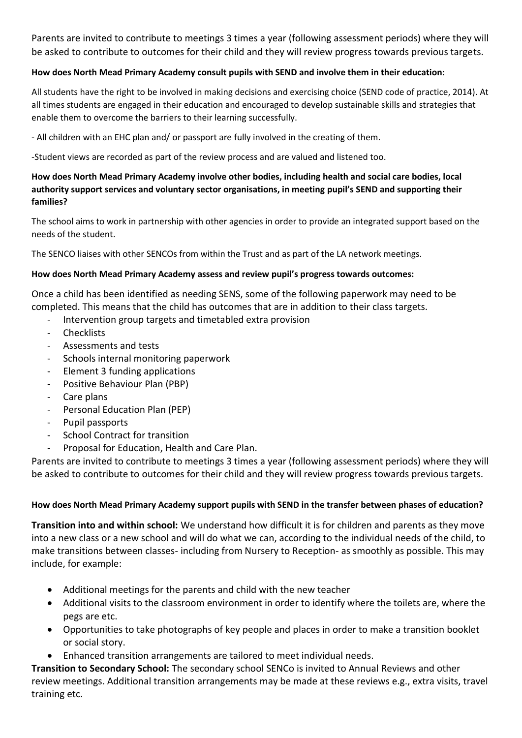Parents are invited to contribute to meetings 3 times a year (following assessment periods) where they will be asked to contribute to outcomes for their child and they will review progress towards previous targets.

**How does North Mead Primary Academy consult pupils with SEND and involve them in their education:**

All students have the right to be involved in making decisions and exercising choice (SEND code of practice, 2014). At all times students are engaged in their education and encouraged to develop sustainable skills and strategies that enable them to overcome the barriers to their learning successfully.

- All children with an EHC plan and/ or passport are fully involved in the creating of them.

-Student views are recorded as part of the review process and are valued and listened too.

**How does North Mead Primary Academy involve other bodies, including health and social care bodies, local authority support services and voluntary sector organisations, in meeting pupil's SEND and supporting their families?**

The school aims to work in partnership with other agencies in order to provide an integrated support based on the needs of the student.

The SENCO liaises with other SENCOs from within the Trust and as part of the LA network meetings.

**How does North Mead Primary Academy assess and review pupil's progress towards outcomes:**

Once a child has been identified as needing SENS, some of the following paperwork may need to be completed. This means that the child has outcomes that are in addition to their class targets.

- Intervention group targets and timetabled extra provision
- Checklists
- Assessments and tests
- Schools internal monitoring paperwork
- Element 3 funding applications
- Positive Behaviour Plan (PBP)
- Care plans
- Personal Education Plan (PEP)
- Pupil passports
- School Contract for transition
- Proposal for Education, Health and Care Plan.

Parents are invited to contribute to meetings 3 times a year (following assessment periods) where they will be asked to contribute to outcomes for their child and they will review progress towards previous targets.

**How does North Mead Primary Academy support pupils with SEND in the transfer between phases of education?**

**Transition into and within school:** We understand how difficult it is for children and parents as they move into a new class or a new school and will do what we can, according to the individual needs of the child, to make transitions between classes- including from Nursery to Reception- as smoothly as possible. This may include, for example:

- Additional meetings for the parents and child with the new teacher
- Additional visits to the classroom environment in order to identify where the toilets are, where the pegs are etc.
- Opportunities to take photographs of key people and places in order to make a transition booklet or social story.
- Enhanced transition arrangements are tailored to meet individual needs.

**Transition to Secondary School:** The secondary school SENCo is invited to Annual Reviews and other review meetings. Additional transition arrangements may be made at these reviews e.g., extra visits, travel training etc.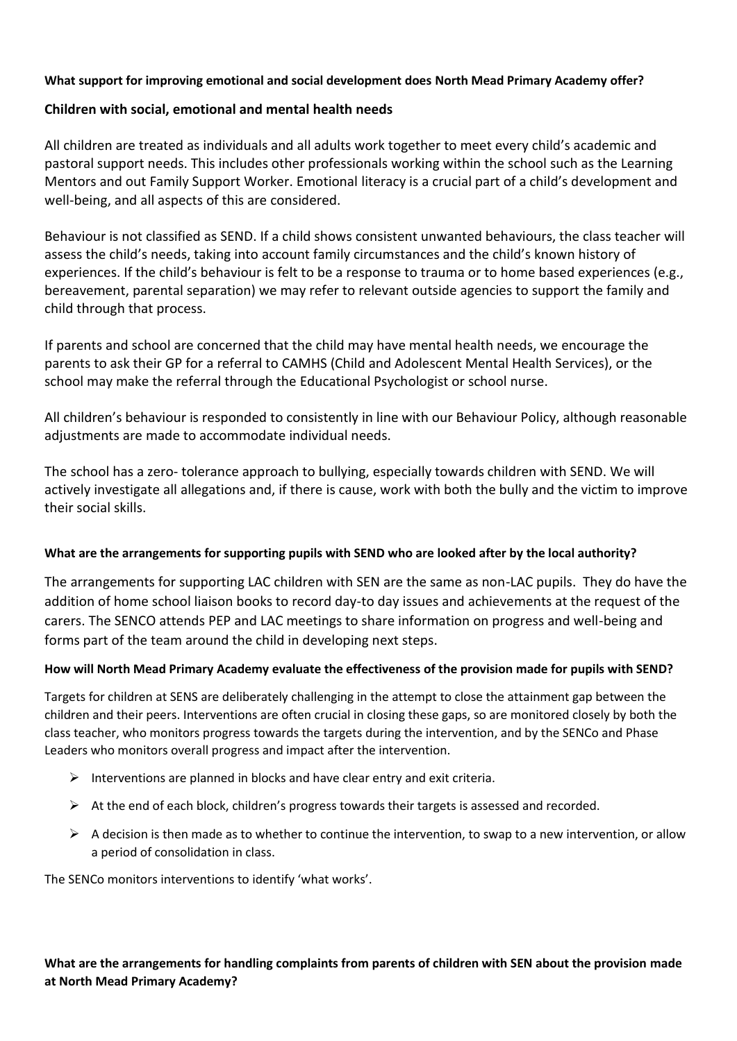**What support for improving emotional and social development does North Mead Primary Academy offer?**

**Children with social, emotional and mental health needs**

All children are treated as individuals and all adults work together to meet every child's academic and pastoral support needs. This includes other professionals working within the school such as the Learning Mentors and out Family Support Worker. Emotional literacy is a crucial part of a child's development and well-being, and all aspects of this are considered.

Behaviour is not classified as SEND. If a child shows consistent unwanted behaviours, the class teacher will assess the child's needs, taking into account family circumstances and the child's known history of experiences. If the child's behaviour is felt to be a response to trauma or to home based experiences (e.g., bereavement, parental separation) we may refer to relevant outside agencies to support the family and child through that process.

If parents and school are concerned that the child may have mental health needs, we encourage the parents to ask their GP for a referral to CAMHS (Child and Adolescent Mental Health Services), or the school may make the referral through the Educational Psychologist or school nurse.

All children's behaviour is responded to consistently in line with our Behaviour Policy, although reasonable adjustments are made to accommodate individual needs.

The school has a zero- tolerance approach to bullying, especially towards children with SEND. We will actively investigate all allegations and, if there is cause, work with both the bully and the victim to improve their social skills.

**What are the arrangements for supporting pupils with SEND who are looked after by the local authority?**

The arrangements for supporting LAC children with SEN are the same as non-LAC pupils. They do have the addition of home school liaison books to record day-to day issues and achievements at the request of the carers. The SENCO attends PEP and LAC meetings to share information on progress and well-being and forms part of the team around the child in developing next steps.

**How will North Mead Primary Academy evaluate the effectiveness of the provision made for pupils with SEND?**

Targets for children at SENS are deliberately challenging in the attempt to close the attainment gap between the children and their peers. Interventions are often crucial in closing these gaps, so are monitored closely by both the class teacher, who monitors progress towards the targets during the intervention, and by the SENCo and Phase Leaders who monitors overall progress and impact after the intervention.

- Interventions are planned in blocks and have clear entry and exit criteria.
- At the end of each block, children's progress towards their targets is assessed and recorded.
- A decision is then made as to whether to continue the intervention, to swap to a new intervention, or allow a period of consolidation in class.

The SENCo monitors interventions to identify 'what works'.

**What are the arrangements for handling complaints from parents of children with SEN about the provision made at North Mead Primary Academy?**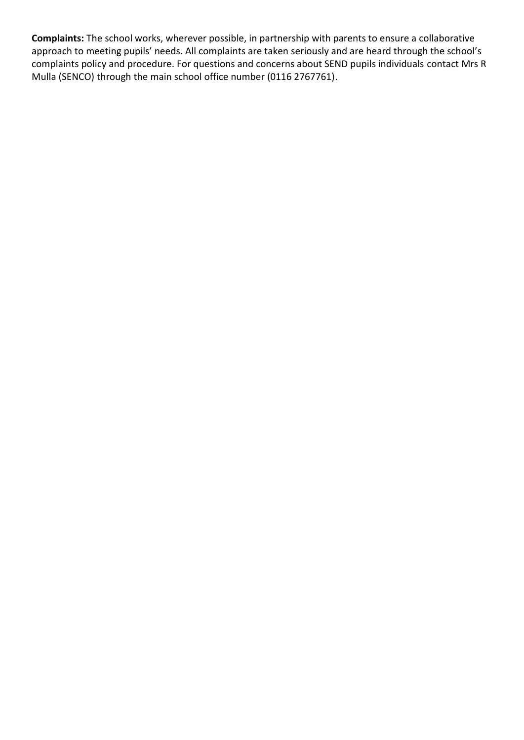**Complaints:** The school works, wherever possible, in partnership with parents to ensure a collaborative approach to meeting pupils' needs. All complaints are taken seriously and are heard through the school's complaints policy and procedure. For questions and concerns about SEND pupils individuals contact Mrs R Mulla (SENCO) through the main school office number (0116 2767761).